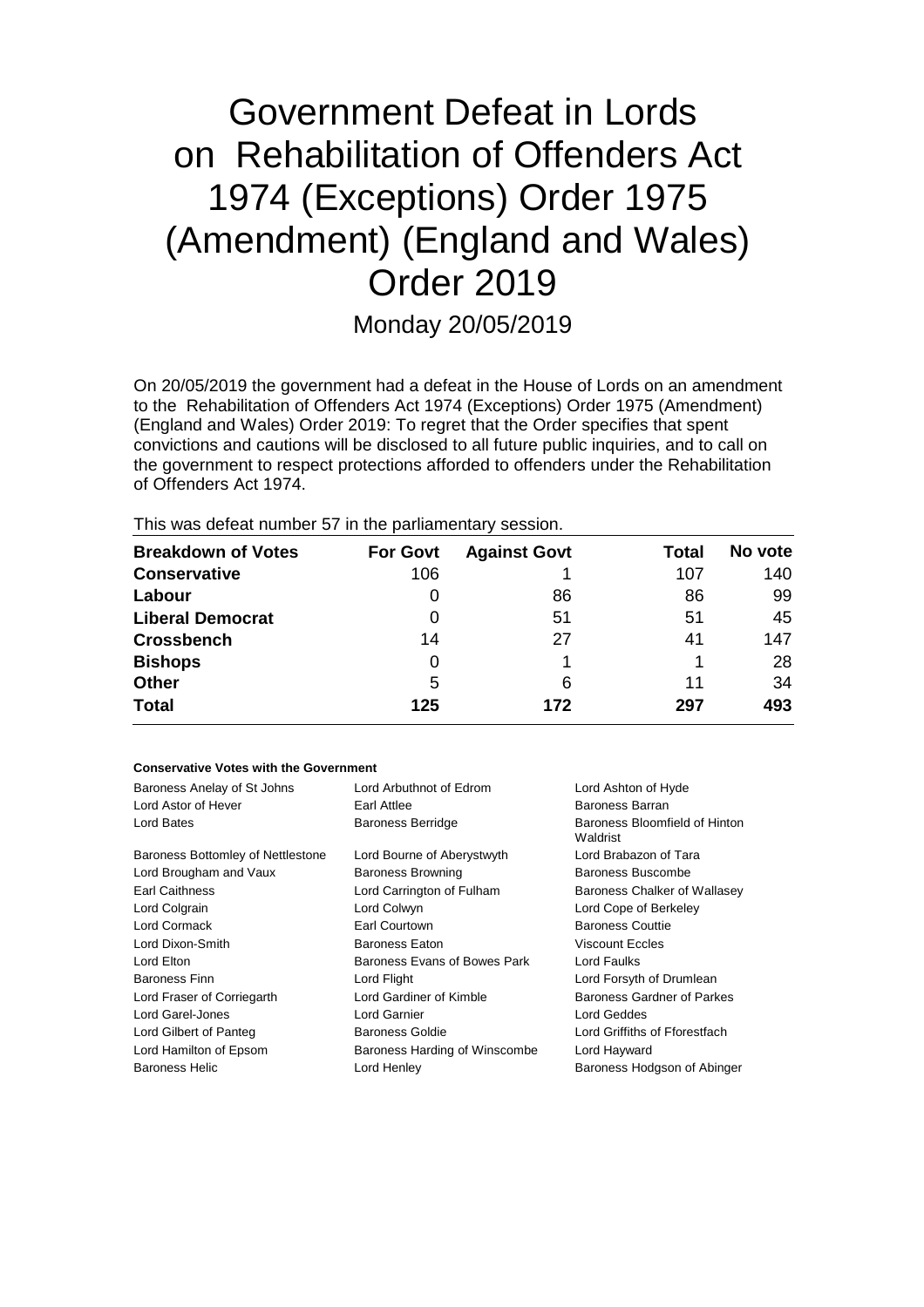# Government Defeat in Lords on Rehabilitation of Offenders Act 1974 (Exceptions) Order 1975 (Amendment) (England and Wales) Order 2019

Monday 20/05/2019

On 20/05/2019 the government had a defeat in the House of Lords on an amendment to the Rehabilitation of Offenders Act 1974 (Exceptions) Order 1975 (Amendment) (England and Wales) Order 2019: To regret that the Order specifies that spent convictions and cautions will be disclosed to all future public inquiries, and to call on the government to respect protections afforded to offenders under the Rehabilitation of Offenders Act 1974.

This was defeat number 57 in the parliamentary session.

| Breakdown of Votes | For Govt | Against Govt | Total | No vote |
|---|---|---|---|---|
| **Conservative** | 106 | 1 | 107 | 140 |
| **Labour** | 0 | 86 | 86 | 99 |
| **Liberal Democrat** | 0 | 51 | 51 | 45 |
| **Crossbench** | 14 | 27 | 41 | 147 |
| **Bishops** | 0 | 1 | 1 | 28 |
| **Other** | 5 | 6 | 11 | 34 |
| **Total** | **125** | **172** | **297** | **493** |

**Conservative Votes with the Government**

| | | |
|---|---|---|
| Baroness Anelay of St Johns | Lord Arbuthnot of Edrom | Lord Ashton of Hyde |
| Lord Astor of Hever | Earl Attlee | Baroness Barran |
| Lord Bates | Baroness Berridge | Baroness Bloomfield of Hinton Waldrist |
| Baroness Bottomley of Nettlestone | Lord Bourne of Aberystwyth | Lord Brabazon of Tara |
| Lord Brougham and Vaux | Baroness Browning | Baroness Buscombe |
| Earl Caithness | Lord Carrington of Fulham | Baroness Chalker of Wallasey |
| Lord Colgrain | Lord Colwyn | Lord Cope of Berkeley |
| Lord Cormack | Earl Courtown | Baroness Couttie |
| Lord Dixon-Smith | Baroness Eaton | Viscount Eccles |
| Lord Elton | Baroness Evans of Bowes Park | Lord Faulks |
| Baroness Finn | Lord Flight | Lord Forsyth of Drumlean |
| Lord Fraser of Corriegarth | Lord Gardiner of Kimble | Baroness Gardner of Parkes |
| Lord Garel-Jones | Lord Garnier | Lord Geddes |
| Lord Gilbert of Panteg | Baroness Goldie | Lord Griffiths of Fforestfach |
| Lord Hamilton of Epsom | Baroness Harding of Winscombe | Lord Hayward |
| Baroness Helic | Lord Henley | Baroness Hodgson of Abinger |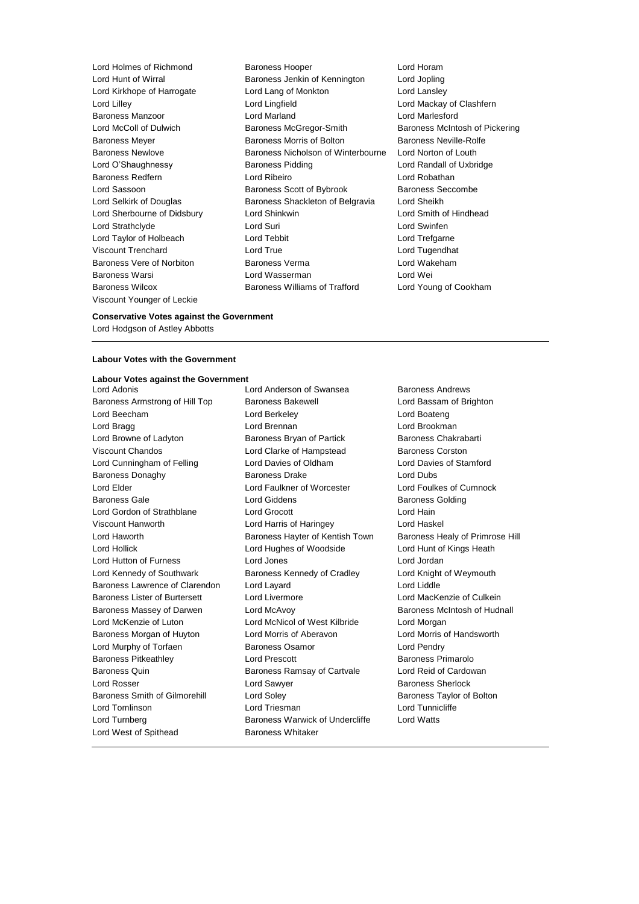Lord Holmes of Richmond, Baroness Hooper, Lord Horam, Lord Hunt of Wirral, Baroness Jenkin of Kennington, Lord Jopling, Lord Kirkhope of Harrogate, Lord Lang of Monkton, Lord Lansley, Lord Lilley, Lord Lingfield, Lord Mackay of Clashfern, Baroness Manzoor, Lord Marland, Lord Marlesford, Lord McColl of Dulwich, Baroness McGregor-Smith, Baroness McIntosh of Pickering, Baroness Meyer, Baroness Morris of Bolton, Baroness Neville-Rolfe, Baroness Newlove, Baroness Nicholson of Winterbourne, Lord Norton of Louth, Lord O'Shaughnessy, Baroness Pidding, Lord Randall of Uxbridge, Baroness Redfern, Lord Ribeiro, Lord Robathan, Lord Sassoon, Baroness Scott of Bybrook, Baroness Seccombe, Lord Selkirk of Douglas, Baroness Shackleton of Belgravia, Lord Sheikh, Lord Sherbourne of Didsbury, Lord Shinkwin, Lord Smith of Hindhead, Lord Strathclyde, Lord Suri, Lord Swinfen, Lord Taylor of Holbeach, Lord Tebbit, Lord Trefgarne, Viscount Trenchard, Lord True, Lord Tugendhat, Baroness Vere of Norbiton, Baroness Verma, Lord Wakeham, Baroness Warsi, Lord Wasserman, Lord Wei, Baroness Wilcox, Baroness Williams of Trafford, Lord Young of Cookham, Viscount Younger of Leckie

**Conservative Votes against the Government**

Lord Hodgson of Astley Abbotts

---

**Labour Votes with the Government**

**Labour Votes against the Government**

Lord Adonis, Lord Anderson of Swansea, Baroness Andrews, Baroness Armstrong of Hill Top, Baroness Bakewell, Lord Bassam of Brighton, Lord Beecham, Lord Berkeley, Lord Boateng, Lord Bragg, Lord Brennan, Lord Brookman, Lord Browne of Ladyton, Baroness Bryan of Partick, Baroness Chakrabarti, Viscount Chandos, Lord Clarke of Hampstead, Baroness Corston, Lord Cunningham of Felling, Lord Davies of Oldham, Lord Davies of Stamford, Baroness Donaghy, Baroness Drake, Lord Dubs, Lord Elder, Lord Faulkner of Worcester, Lord Foulkes of Cumnock, Baroness Gale, Lord Giddens, Baroness Golding, Lord Gordon of Strathblane, Lord Grocott, Lord Hain, Viscount Hanworth, Lord Harris of Haringey, Lord Haskel, Lord Haworth, Baroness Hayter of Kentish Town, Baroness Healy of Primrose Hill, Lord Hollick, Lord Hughes of Woodside, Lord Hunt of Kings Heath, Lord Hutton of Furness, Lord Jones, Lord Jordan, Lord Kennedy of Southwark, Baroness Kennedy of Cradley, Lord Knight of Weymouth, Baroness Lawrence of Clarendon, Lord Layard, Lord Liddle, Baroness Lister of Burtersett, Lord Livermore, Lord MacKenzie of Culkein, Baroness Massey of Darwen, Lord McAvoy, Baroness McIntosh of Hudnall, Lord McKenzie of Luton, Lord McNicol of West Kilbride, Lord Morgan, Baroness Morgan of Huyton, Lord Morris of Aberavon, Lord Morris of Handsworth, Lord Murphy of Torfaen, Baroness Osamor, Lord Pendry, Baroness Pitkeathley, Lord Prescott, Baroness Primarolo, Baroness Quin, Baroness Ramsay of Cartvale, Lord Reid of Cardowan, Lord Rosser, Lord Sawyer, Baroness Sherlock, Baroness Smith of Gilmorehill, Lord Soley, Baroness Taylor of Bolton, Lord Tomlinson, Lord Triesman, Lord Tunnicliffe, Lord Turnberg, Baroness Warwick of Undercliffe, Lord Watts, Lord West of Spithead, Baroness Whitaker

---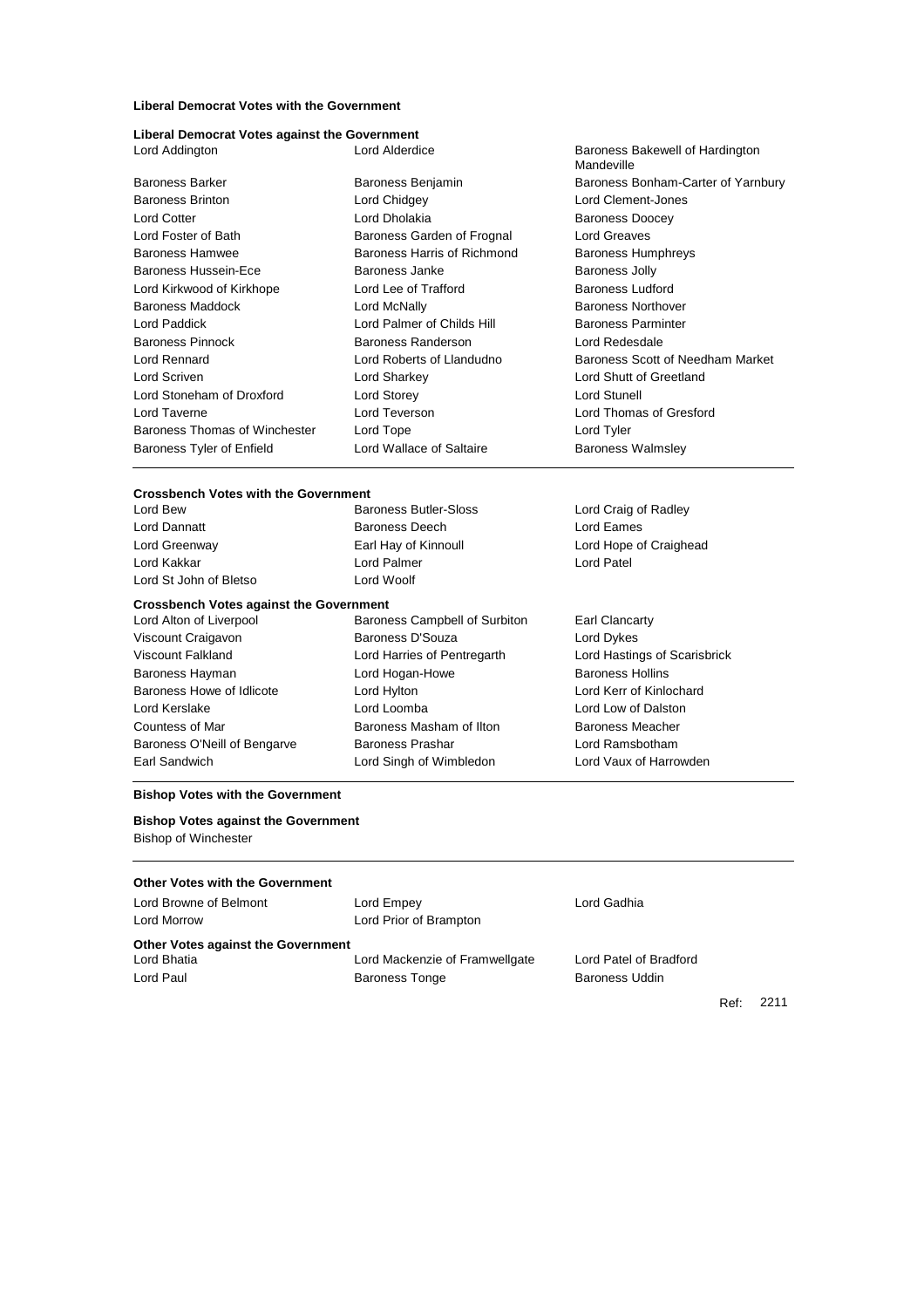**Liberal Democrat Votes with the Government**

**Liberal Democrat Votes against the Government**

| | | |
|---|---|---|
| Lord Addington | Lord Alderdice | Baroness Bakewell of Hardington Mandeville |
| Baroness Barker | Baroness Benjamin | Baroness Bonham-Carter of Yarnbury |
| Baroness Brinton | Lord Chidgey | Lord Clement-Jones |
| Lord Cotter | Lord Dholakia | Baroness Doocey |
| Lord Foster of Bath | Baroness Garden of Frognal | Lord Greaves |
| Baroness Hamwee | Baroness Harris of Richmond | Baroness Humphreys |
| Baroness Hussein-Ece | Baroness Janke | Baroness Jolly |
| Lord Kirkwood of Kirkhope | Lord Lee of Trafford | Baroness Ludford |
| Baroness Maddock | Lord McNally | Baroness Northover |
| Lord Paddick | Lord Palmer of Childs Hill | Baroness Parminter |
| Baroness Pinnock | Baroness Randerson | Lord Redesdale |
| Lord Rennard | Lord Roberts of Llandudno | Baroness Scott of Needham Market |
| Lord Scriven | Lord Sharkey | Lord Shutt of Greetland |
| Lord Stoneham of Droxford | Lord Storey | Lord Stunell |
| Lord Taverne | Lord Teverson | Lord Thomas of Gresford |
| Baroness Thomas of Winchester | Lord Tope | Lord Tyler |
| Baroness Tyler of Enfield | Lord Wallace of Saltaire | Baroness Walmsley |

**Crossbench Votes with the Government**

| | | |
|---|---|---|
| Lord Bew | Baroness Butler-Sloss | Lord Craig of Radley |
| Lord Dannatt | Baroness Deech | Lord Eames |
| Lord Greenway | Earl Hay of Kinnoull | Lord Hope of Craighead |
| Lord Kakkar | Lord Palmer | Lord Patel |
| Lord St John of Bletso | Lord Woolf | |

**Crossbench Votes against the Government**

| | | |
|---|---|---|
| Lord Alton of Liverpool | Baroness Campbell of Surbiton | Earl Clancarty |
| Viscount Craigavon | Baroness D'Souza | Lord Dykes |
| Viscount Falkland | Lord Harries of Pentregarth | Lord Hastings of Scarisbrick |
| Baroness Hayman | Lord Hogan-Howe | Baroness Hollins |
| Baroness Howe of Idlicote | Lord Hylton | Lord Kerr of Kinlochard |
| Lord Kerslake | Lord Loomba | Lord Low of Dalston |
| Countess of Mar | Baroness Masham of Ilton | Baroness Meacher |
| Baroness O'Neill of Bengarve | Baroness Prashar | Lord Ramsbotham |
| Earl Sandwich | Lord Singh of Wimbledon | Lord Vaux of Harrowden |

**Bishop Votes with the Government**

**Bishop Votes against the Government**

Bishop of Winchester

**Other Votes with the Government**

| | | |
|---|---|---|
| Lord Browne of Belmont | Lord Empey | Lord Gadhia |
| Lord Morrow | Lord Prior of Brampton | |

**Other Votes against the Government**

| | | |
|---|---|---|
| Lord Bhatia | Lord Mackenzie of Framwellgate | Lord Patel of Bradford |
| Lord Paul | Baroness Tonge | Baroness Uddin |

Ref: 2211